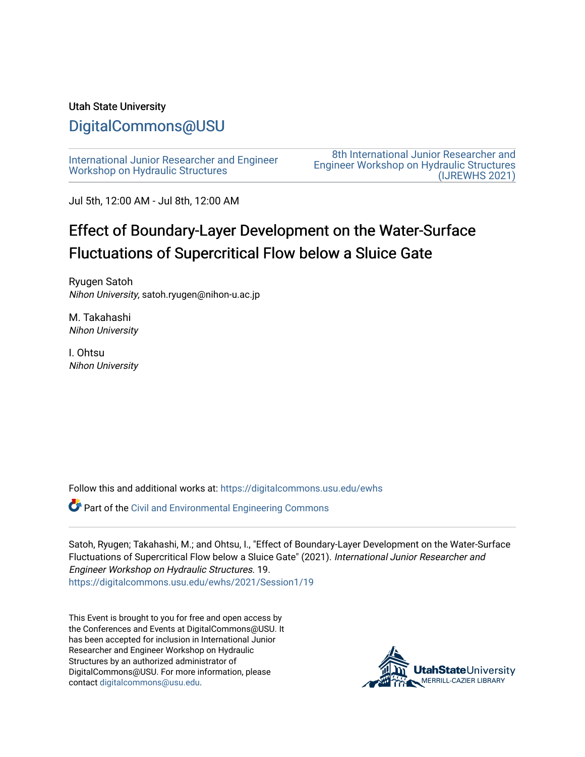Utah State University

DigitalCommons@USU

International Junior Researcher and Engineer Workshop on Hydraulic Structures

8th International Junior Researcher and Engineer Workshop on Hydraulic Structures (IJREWHS 2021)

Jul 5th, 12:00 AM - Jul 8th, 12:00 AM

# Effect of Boundary-Layer Development on the Water-Surface Fluctuations of Supercritical Flow below a Sluice Gate

Ryugen Satoh
*Nihon University*, satoh.ryugen@nihon-u.ac.jp

M. Takahashi
*Nihon University*

I. Ohtsu
*Nihon University*

Follow this and additional works at: https://digitalcommons.usu.edu/ewhs

Part of the Civil and Environmental Engineering Commons

Satoh, Ryugen; Takahashi, M.; and Ohtsu, I., "Effect of Boundary-Layer Development on the Water-Surface Fluctuations of Supercritical Flow below a Sluice Gate" (2021). *International Junior Researcher and Engineer Workshop on Hydraulic Structures*. 19.
https://digitalcommons.usu.edu/ewhs/2021/Session1/19

This Event is brought to you for free and open access by the Conferences and Events at DigitalCommons@USU. It has been accepted for inclusion in International Junior Researcher and Engineer Workshop on Hydraulic Structures by an authorized administrator of DigitalCommons@USU. For more information, please contact digitalcommons@usu.edu.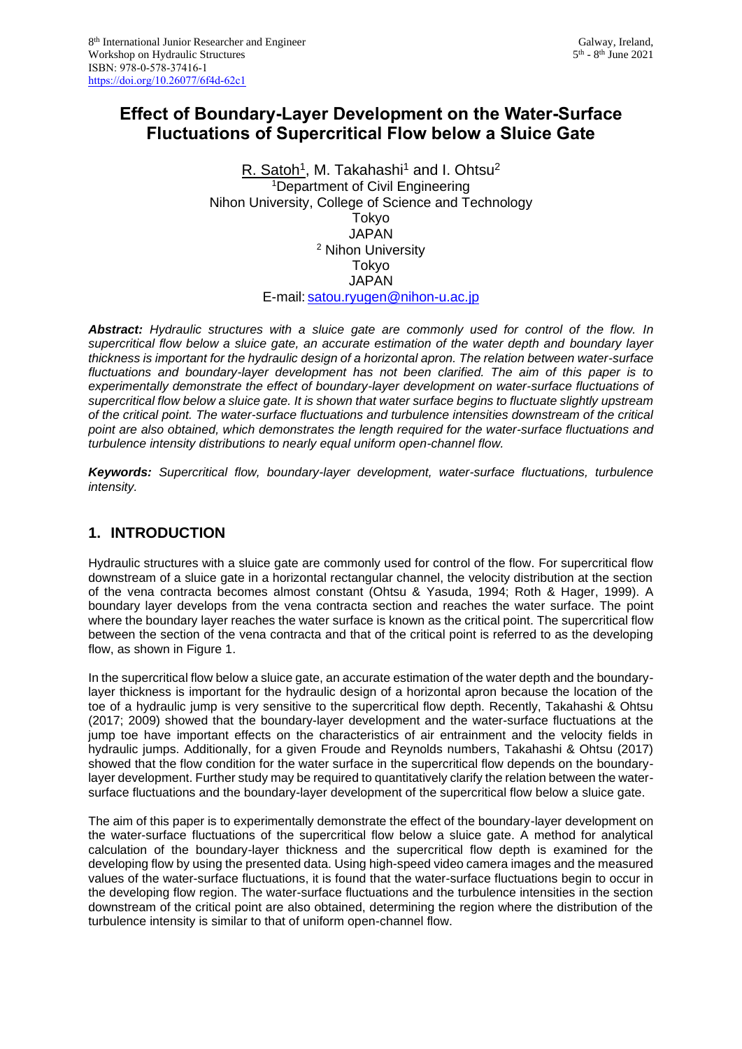# Effect of Boundary-Layer Development on the Water-Surface Fluctuations of Supercritical Flow below a Sluice Gate

R. Satoh[1], M. Takahashi[1] and I. Ohtsu[2]
[1]Department of Civil Engineering
Nihon University, College of Science and Technology
Tokyo
JAPAN
[2] Nihon University
Tokyo
JAPAN
E-mail: satou.ryugen@nihon-u.ac.jp

***Abstract:*** *Hydraulic structures with a sluice gate are commonly used for control of the flow. In supercritical flow below a sluice gate, an accurate estimation of the water depth and boundary layer thickness is important for the hydraulic design of a horizontal apron. The relation between water-surface fluctuations and boundary-layer development has not been clarified. The aim of this paper is to experimentally demonstrate the effect of boundary-layer development on water-surface fluctuations of supercritical flow below a sluice gate. It is shown that water surface begins to fluctuate slightly upstream of the critical point. The water-surface fluctuations and turbulence intensities downstream of the critical point are also obtained, which demonstrates the length required for the water-surface fluctuations and turbulence intensity distributions to nearly equal uniform open-channel flow.*

***Keywords:*** *Supercritical flow, boundary-layer development, water-surface fluctuations, turbulence intensity.*

## 1. INTRODUCTION

Hydraulic structures with a sluice gate are commonly used for control of the flow. For supercritical flow downstream of a sluice gate in a horizontal rectangular channel, the velocity distribution at the section of the vena contracta becomes almost constant (Ohtsu & Yasuda, 1994; Roth & Hager, 1999). A boundary layer develops from the vena contracta section and reaches the water surface. The point where the boundary layer reaches the water surface is known as the critical point. The supercritical flow between the section of the vena contracta and that of the critical point is referred to as the developing flow, as shown in Figure 1.

In the supercritical flow below a sluice gate, an accurate estimation of the water depth and the boundary-layer thickness is important for the hydraulic design of a horizontal apron because the location of the toe of a hydraulic jump is very sensitive to the supercritical flow depth. Recently, Takahashi & Ohtsu (2017; 2009) showed that the boundary-layer development and the water-surface fluctuations at the jump toe have important effects on the characteristics of air entrainment and the velocity fields in hydraulic jumps. Additionally, for a given Froude and Reynolds numbers, Takahashi & Ohtsu (2017) showed that the flow condition for the water surface in the supercritical flow depends on the boundary-layer development. Further study may be required to quantitatively clarify the relation between the water-surface fluctuations and the boundary-layer development of the supercritical flow below a sluice gate.

The aim of this paper is to experimentally demonstrate the effect of the boundary-layer development on the water-surface fluctuations of the supercritical flow below a sluice gate. A method for analytical calculation of the boundary-layer thickness and the supercritical flow depth is examined for the developing flow by using the presented data. Using high-speed video camera images and the measured values of the water-surface fluctuations, it is found that the water-surface fluctuations begin to occur in the developing flow region. The water-surface fluctuations and the turbulence intensities in the section downstream of the critical point are also obtained, determining the region where the distribution of the turbulence intensity is similar to that of uniform open-channel flow.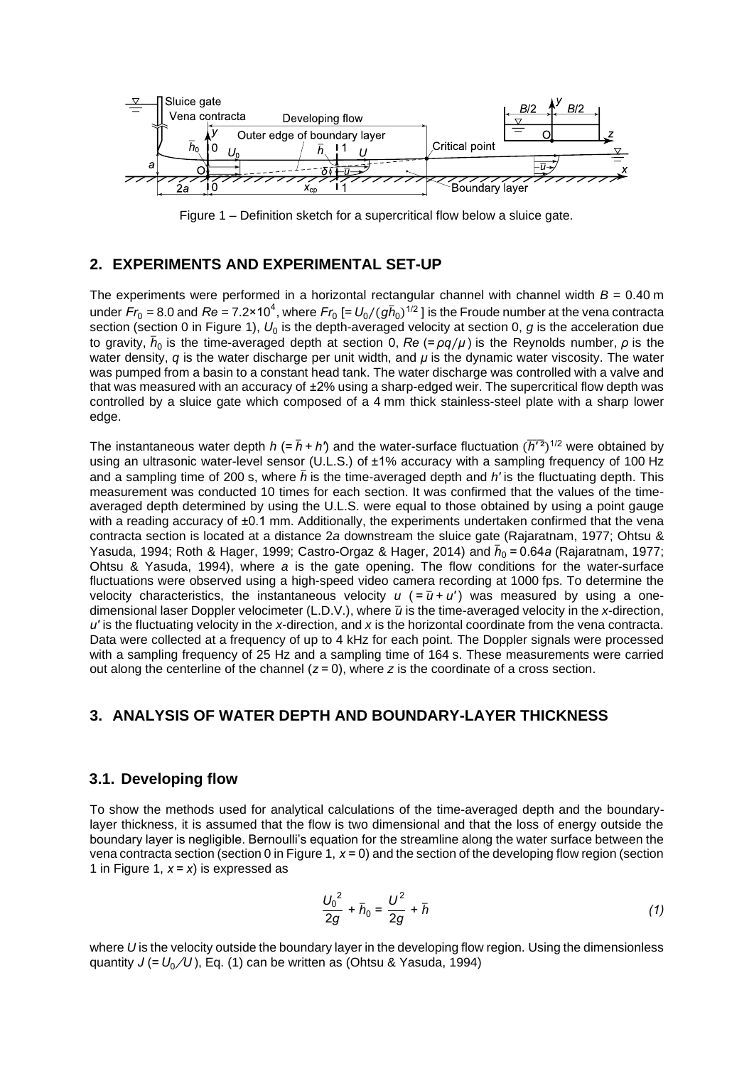Figure 1 – Definition sketch for a supercritical flow below a sluice gate.

## 2. EXPERIMENTS AND EXPERIMENTAL SET-UP

The experiments were performed in a horizontal rectangular channel with channel width $B$ = 0.40 m under $Fr_0$ = 8.0 and $Re$ = 7.2×10$^4$, where $Fr_0$ [= $U_0/(g\bar{h}_0)^{1/2}$ ] is the Froude number at the vena contracta section (section 0 in Figure 1), $U_0$ is the depth-averaged velocity at section 0, $g$ is the acceleration due to gravity, $\bar{h}_0$ is the time-averaged depth at section 0, $Re$ (= $\rho q/\mu$) is the Reynolds number, $\rho$ is the water density, $q$ is the water discharge per unit width, and $\mu$ is the dynamic water viscosity. The water was pumped from a basin to a constant head tank. The water discharge was controlled with a valve and that was measured with an accuracy of ±2% using a sharp-edged weir. The supercritical flow depth was controlled by a sluice gate which composed of a 4 mm thick stainless-steel plate with a sharp lower edge.

The instantaneous water depth $h$ (= $\bar{h} + h'$) and the water-surface fluctuation $(\overline{h'^2})^{1/2}$ were obtained by using an ultrasonic water-level sensor (U.L.S.) of ±1% accuracy with a sampling frequency of 100 Hz and a sampling time of 200 s, where $\bar{h}$ is the time-averaged depth and $h'$ is the fluctuating depth. This measurement was conducted 10 times for each section. It was confirmed that the values of the time-averaged depth determined by using the U.L.S. were equal to those obtained by using a point gauge with a reading accuracy of ±0.1 mm. Additionally, the experiments undertaken confirmed that the vena contracta section is located at a distance 2$a$ downstream the sluice gate (Rajaratnam, 1977; Ohtsu & Yasuda, 1994; Roth & Hager, 1999; Castro-Orgaz & Hager, 2014) and $\bar{h}_0$ = 0.64$a$ (Rajaratnam, 1977; Ohtsu & Yasuda, 1994), where $a$ is the gate opening. The flow conditions for the water-surface fluctuations were observed using a high-speed video camera recording at 1000 fps. To determine the velocity characteristics, the instantaneous velocity $u$ (= $\bar{u} + u'$) was measured by using a one-dimensional laser Doppler velocimeter (L.D.V.), where $\bar{u}$ is the time-averaged velocity in the $x$-direction, $u'$ is the fluctuating velocity in the $x$-direction, and $x$ is the horizontal coordinate from the vena contracta. Data were collected at a frequency of up to 4 kHz for each point. The Doppler signals were processed with a sampling frequency of 25 Hz and a sampling time of 164 s. These measurements were carried out along the centerline of the channel ($z$ = 0), where $z$ is the coordinate of a cross section.

## 3. ANALYSIS OF WATER DEPTH AND BOUNDARY-LAYER THICKNESS

### 3.1. Developing flow

To show the methods used for analytical calculations of the time-averaged depth and the boundary-layer thickness, it is assumed that the flow is two dimensional and that the loss of energy outside the boundary layer is negligible. Bernoulli's equation for the streamline along the water surface between the vena contracta section (section 0 in Figure 1, $x$ = 0) and the section of the developing flow region (section 1 in Figure 1, $x$ = $x$) is expressed as

$$\frac{U_0^{\,2}}{2g} + \bar{h}_0 = \frac{U^2}{2g} + \bar{h} \tag{1}$$

where $U$ is the velocity outside the boundary layer in the developing flow region. Using the dimensionless quantity $J$ (= $U_0/U$), Eq. (1) can be written as (Ohtsu & Yasuda, 1994)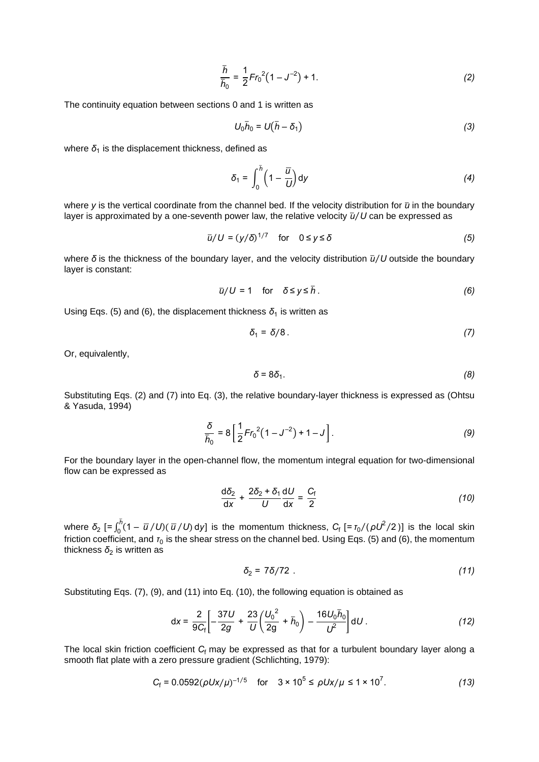$$\frac{\bar{h}}{\bar{h}_0} = \frac{1}{2}Fr_0^{\,2}\left(1 - J^{-2}\right) + 1. \tag{2}$$

The continuity equation between sections 0 and 1 is written as

$$U_0\bar{h}_0 = U\left(\bar{h} - \delta_1\right) \tag{3}$$

where $\delta_1$ is the displacement thickness, defined as

$$\delta_1 = \int_0^{\bar{h}} \left(1 - \frac{\bar{u}}{U}\right) \mathrm{d}y \tag{4}$$

where $y$ is the vertical coordinate from the channel bed. If the velocity distribution for $\bar{u}$ in the boundary layer is approximated by a one-seventh power law, the relative velocity $\bar{u}/U$ can be expressed as

$$\bar{u}/U = (y/\delta)^{1/7} \quad \text{for} \quad 0 \le y \le \delta \tag{5}$$

where $\delta$ is the thickness of the boundary layer, and the velocity distribution $\bar{u}/U$ outside the boundary layer is constant:

$$\bar{u}/U = 1 \quad \text{for} \quad \delta \le y \le \bar{h}\,. \tag{6}$$

Using Eqs. (5) and (6), the displacement thickness $\delta_1$ is written as

$$\delta_1 = \delta/8\,. \tag{7}$$

Or, equivalently,

$$\delta = 8\delta_1. \tag{8}$$

Substituting Eqs. (2) and (7) into Eq. (3), the relative boundary-layer thickness is expressed as (Ohtsu & Yasuda, 1994)

$$\frac{\delta}{\bar{h}_0} = 8\left[\frac{1}{2}Fr_0^{\,2}\left(1 - J^{-2}\right) + 1 - J\right]. \tag{9}$$

For the boundary layer in the open-channel flow, the momentum integral equation for two-dimensional flow can be expressed as

$$\frac{\mathrm{d}\delta_2}{\mathrm{d}x} + \frac{2\delta_2 + \delta_1}{U}\frac{\mathrm{d}U}{\mathrm{d}x} = \frac{C_\mathrm{f}}{2} \tag{10}$$

where $\delta_2$ $[= \int_0^{\bar{h}}(1 - \bar{u}/U)(\bar{u}/U)\,\mathrm{d}y]$ is the momentum thickness, $C_\mathrm{f}$ $[= \tau_0/(\rho U^2/2)]$ is the local skin friction coefficient, and $\tau_0$ is the shear stress on the channel bed. Using Eqs. (5) and (6), the momentum thickness $\delta_2$ is written as

$$\delta_2 = 7\delta/72\,. \tag{11}$$

Substituting Eqs. (7), (9), and (11) into Eq. (10), the following equation is obtained as

$$\mathrm{d}x = \frac{2}{9C_\mathrm{f}}\left[-\frac{37U}{2g} + \frac{23}{U}\left(\frac{U_0^{\,2}}{2g} + \bar{h}_0\right) - \frac{16U_0\bar{h}_0}{U^2}\right]\mathrm{d}U\,. \tag{12}$$

The local skin friction coefficient $C_\mathrm{f}$ may be expressed as that for a turbulent boundary layer along a smooth flat plate with a zero pressure gradient (Schlichting, 1979):

$$C_\mathrm{f} = 0.0592(\rho Ux/\mu)^{-1/5} \quad \text{for} \quad 3 \times 10^5 \le \rho Ux/\mu \le 1 \times 10^7. \tag{13}$$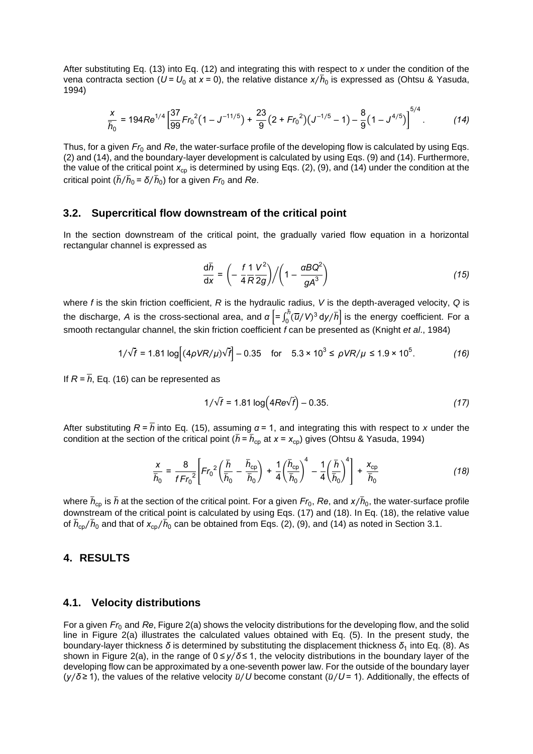After substituting Eq. (13) into Eq. (12) and integrating this with respect to $x$ under the condition of the vena contracta section ($U = U_0$ at $x = 0$), the relative distance $x/\bar{h}_0$ is expressed as (Ohtsu & Yasuda, 1994)

$$\frac{x}{\bar{h}_0} = 194Re^{1/4}\left[\frac{37}{99}Fr_0{}^2\left(1 - J^{-11/5}\right) + \frac{23}{9}\left(2 + Fr_0{}^2\right)\left(J^{-1/5} - 1\right) - \frac{8}{9}\left(1 - J^{4/5}\right)\right]^{5/4}. \tag{14}$$

Thus, for a given $Fr_0$ and $Re$, the water-surface profile of the developing flow is calculated by using Eqs. (2) and (14), and the boundary-layer development is calculated by using Eqs. (9) and (14). Furthermore, the value of the critical point $x_{cp}$ is determined by using Eqs. (2), (9), and (14) under the condition at the critical point ($\bar{h}/\bar{h}_0 = \delta/\bar{h}_0$) for a given $Fr_0$ and $Re$.

### 3.2. Supercritical flow downstream of the critical point

In the section downstream of the critical point, the gradually varied flow equation in a horizontal rectangular channel is expressed as

$$\frac{d\bar{h}}{dx} = \left(-\frac{f}{4}\frac{1}{R}\frac{V^2}{2g}\right)\bigg/\left(1 - \frac{\alpha B Q^2}{gA^3}\right) \tag{15}$$

where $f$ is the skin friction coefficient, $R$ is the hydraulic radius, $V$ is the depth-averaged velocity, $Q$ is the discharge, $A$ is the cross-sectional area, and $\alpha \left[= \int_0^{\bar{h}} (\bar{u}/V)^3 \, dy/\bar{h}\right]$ is the energy coefficient. For a smooth rectangular channel, the skin friction coefficient $f$ can be presented as (Knight *et al*., 1984)

$$1/\sqrt{f} = 1.81 \log\left[(4\rho VR/\mu)\sqrt{f}\right] - 0.35 \quad \text{for} \quad 5.3 \times 10^3 \leq \rho VR/\mu \leq 1.9 \times 10^5. \tag{16}$$

If $R = \bar{h}$, Eq. (16) can be represented as

$$1/\sqrt{f} = 1.81 \log\left(4Re\sqrt{f}\right) - 0.35. \tag{17}$$

After substituting $R = \bar{h}$ into Eq. (15), assuming $\alpha = 1$, and integrating this with respect to $x$ under the condition at the section of the critical point ($\bar{h} = \bar{h}_{cp}$ at $x = x_{cp}$) gives (Ohtsu & Yasuda, 1994)

$$\frac{x}{\bar{h}_0} = \frac{8}{fFr_0{}^2}\left[Fr_0{}^2\left(\frac{\bar{h}}{\bar{h}_0} - \frac{\bar{h}_{cp}}{\bar{h}_0}\right) + \frac{1}{4}\left(\frac{\bar{h}_{cp}}{\bar{h}_0}\right)^4 - \frac{1}{4}\left(\frac{\bar{h}}{\bar{h}_0}\right)^4\right] + \frac{x_{cp}}{\bar{h}_0} \tag{18}$$

where $\bar{h}_{cp}$ is $\bar{h}$ at the section of the critical point. For a given $Fr_0$, $Re$, and $x/\bar{h}_0$, the water-surface profile downstream of the critical point is calculated by using Eqs. (17) and (18). In Eq. (18), the relative value of $\bar{h}_{cp}/\bar{h}_0$ and that of $x_{cp}/\bar{h}_0$ can be obtained from Eqs. (2), (9), and (14) as noted in Section 3.1.

## 4. RESULTS

### 4.1. Velocity distributions

For a given $Fr_0$ and $Re$, Figure 2(a) shows the velocity distributions for the developing flow, and the solid line in Figure 2(a) illustrates the calculated values obtained with Eq. (5). In the present study, the boundary-layer thickness $\delta$ is determined by substituting the displacement thickness $\delta_1$ into Eq. (8). As shown in Figure 2(a), in the range of $0 \leq y/\delta \leq 1$, the velocity distributions in the boundary layer of the developing flow can be approximated by a one-seventh power law. For the outside of the boundary layer ($y/\delta \geq 1$), the values of the relative velocity $\bar{u}/U$ become constant ($\bar{u}/U = 1$). Additionally, the effects of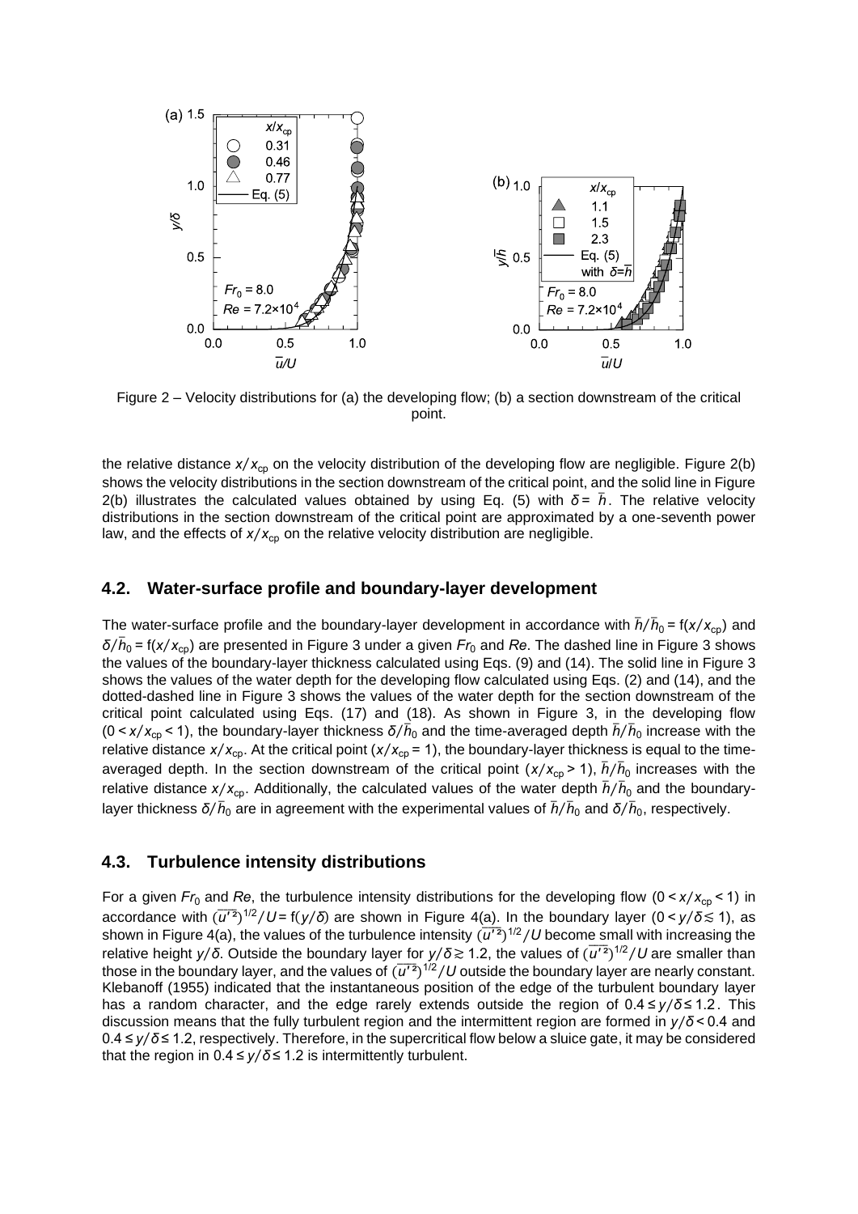Figure 2 – Velocity distributions for (a) the developing flow; (b) a section downstream of the critical point.

the relative distance $x/x_{cp}$ on the velocity distribution of the developing flow are negligible. Figure 2(b) shows the velocity distributions in the section downstream of the critical point, and the solid line in Figure 2(b) illustrates the calculated values obtained by using Eq. (5) with $\delta = \bar{h}$. The relative velocity distributions in the section downstream of the critical point are approximated by a one-seventh power law, and the effects of $x/x_{cp}$ on the relative velocity distribution are negligible.

## 4.2. Water-surface profile and boundary-layer development

The water-surface profile and the boundary-layer development in accordance with $\bar{h}/\bar{h}_0 = f(x/x_{cp})$ and $\delta/\bar{h}_0 = f(x/x_{cp})$ are presented in Figure 3 under a given $Fr_0$ and $Re$. The dashed line in Figure 3 shows the values of the boundary-layer thickness calculated using Eqs. (9) and (14). The solid line in Figure 3 shows the values of the water depth for the developing flow calculated using Eqs. (2) and (14), and the dotted-dashed line in Figure 3 shows the values of the water depth for the section downstream of the critical point calculated using Eqs. (17) and (18). As shown in Figure 3, in the developing flow ($0 < x/x_{cp} < 1$), the boundary-layer thickness $\delta/\bar{h}_0$ and the time-averaged depth $\bar{h}/\bar{h}_0$ increase with the relative distance $x/x_{cp}$. At the critical point ($x/x_{cp} = 1$), the boundary-layer thickness is equal to the time-averaged depth. In the section downstream of the critical point ($x/x_{cp} > 1$), $\bar{h}/\bar{h}_0$ increases with the relative distance $x/x_{cp}$. Additionally, the calculated values of the water depth $\bar{h}/\bar{h}_0$ and the boundary-layer thickness $\delta/\bar{h}_0$ are in agreement with the experimental values of $\bar{h}/\bar{h}_0$ and $\delta/\bar{h}_0$, respectively.

## 4.3. Turbulence intensity distributions

For a given $Fr_0$ and $Re$, the turbulence intensity distributions for the developing flow ($0 < x/x_{cp} < 1$) in accordance with $(\overline{u'^2})^{1/2}/U = f(y/\delta)$ are shown in Figure 4(a). In the boundary layer ($0 < y/\delta \lesssim 1$), as shown in Figure 4(a), the values of the turbulence intensity $(\overline{u'^2})^{1/2}/U$ become small with increasing the relative height $y/\delta$. Outside the boundary layer for $y/\delta \gtrsim 1.2$, the values of $(\overline{u'^2})^{1/2}/U$ are smaller than those in the boundary layer, and the values of $(\overline{u'^2})^{1/2}/U$ outside the boundary layer are nearly constant. Klebanoff (1955) indicated that the instantaneous position of the edge of the turbulent boundary layer has a random character, and the edge rarely extends outside the region of $0.4 \leq y/\delta \leq 1.2$. This discussion means that the fully turbulent region and the intermittent region are formed in $y/\delta < 0.4$ and $0.4 \leq y/\delta \leq 1.2$, respectively. Therefore, in the supercritical flow below a sluice gate, it may be considered that the region in $0.4 \leq y/\delta \leq 1.2$ is intermittently turbulent.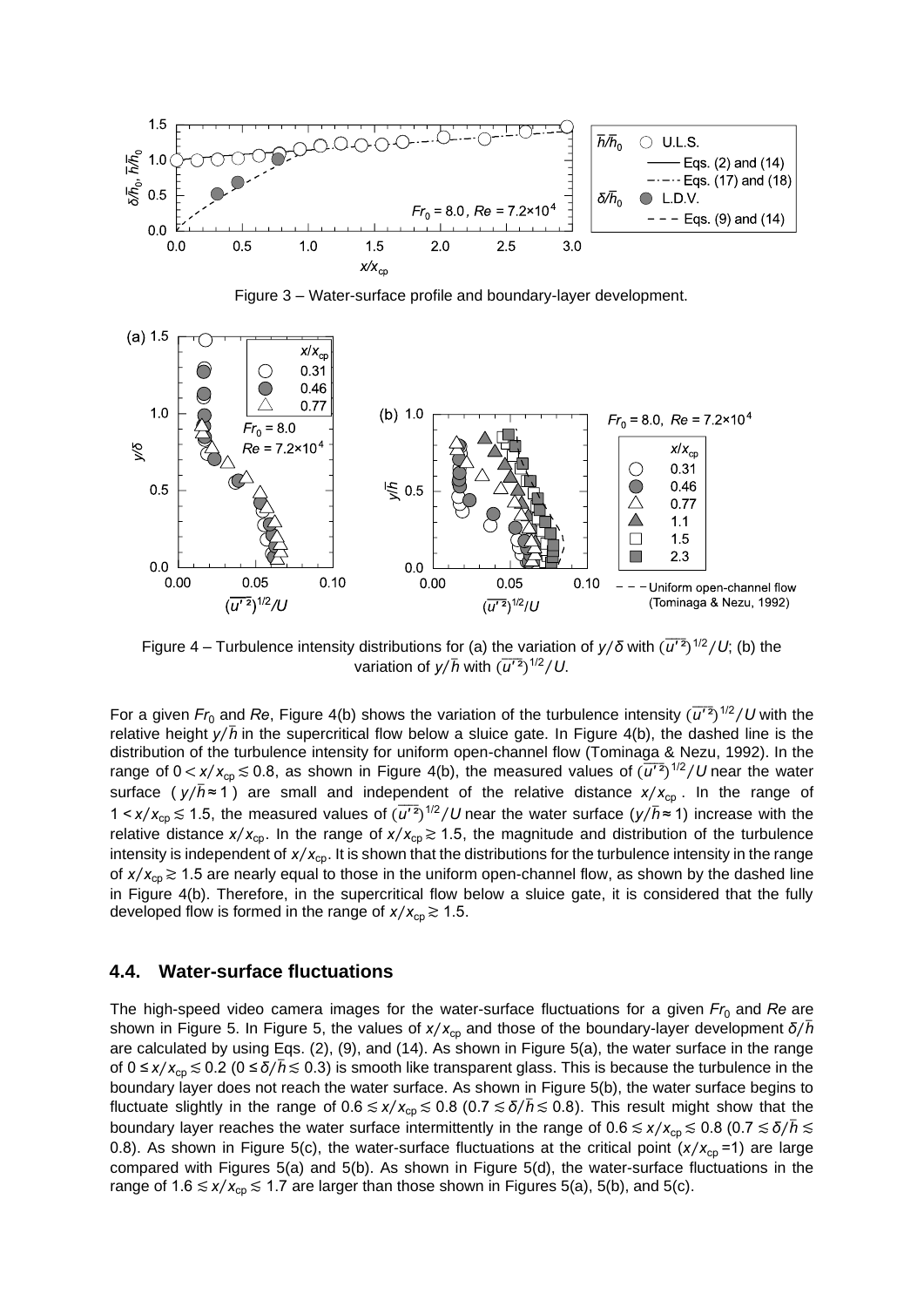Figure 3 – Water-surface profile and boundary-layer development.

Figure 4 – Turbulence intensity distributions for (a) the variation of $y/\delta$ with $(\overline{u'^2})^{1/2}/U$; (b) the variation of $y/\bar{h}$ with $(\overline{u'^2})^{1/2}/U$.

For a given $Fr_0$ and $Re$, Figure 4(b) shows the variation of the turbulence intensity $(\overline{u'^2})^{1/2}/U$ with the relative height $y/\bar{h}$ in the supercritical flow below a sluice gate. In Figure 4(b), the dashed line is the distribution of the turbulence intensity for uniform open-channel flow (Tominaga & Nezu, 1992). In the range of $0 < x/x_{cp} \lesssim 0.8$, as shown in Figure 4(b), the measured values of $(\overline{u'^2})^{1/2}/U$ near the water surface ($y/\bar{h} \approx 1$) are small and independent of the relative distance $x/x_{cp}$. In the range of $1 < x/x_{cp} \lesssim 1.5$, the measured values of $(\overline{u'^2})^{1/2}/U$ near the water surface ($y/\bar{h} \approx 1$) increase with the relative distance $x/x_{cp}$. In the range of $x/x_{cp} \gtrsim 1.5$, the magnitude and distribution of the turbulence intensity is independent of $x/x_{cp}$. It is shown that the distributions for the turbulence intensity in the range of $x/x_{cp} \gtrsim 1.5$ are nearly equal to those in the uniform open-channel flow, as shown by the dashed line in Figure 4(b). Therefore, in the supercritical flow below a sluice gate, it is considered that the fully developed flow is formed in the range of $x/x_{cp} \gtrsim 1.5$.

## 4.4. Water-surface fluctuations

The high-speed video camera images for the water-surface fluctuations for a given $Fr_0$ and $Re$ are shown in Figure 5. In Figure 5, the values of $x/x_{cp}$ and those of the boundary-layer development $\delta/\bar{h}$ are calculated by using Eqs. (2), (9), and (14). As shown in Figure 5(a), the water surface in the range of $0 \leq x/x_{cp} \lesssim 0.2$ ($0 \leq \delta/\bar{h} \lesssim 0.3$) is smooth like transparent glass. This is because the turbulence in the boundary layer does not reach the water surface. As shown in Figure 5(b), the water surface begins to fluctuate slightly in the range of $0.6 \lesssim x/x_{cp} \lesssim 0.8$ ($0.7 \lesssim \delta/\bar{h} \lesssim 0.8$). This result might show that the boundary layer reaches the water surface intermittently in the range of $0.6 \lesssim x/x_{cp} \lesssim 0.8$ ($0.7 \lesssim \delta/\bar{h} \lesssim 0.8$). As shown in Figure 5(c), the water-surface fluctuations at the critical point ($x/x_{cp} = 1$) are large compared with Figures 5(a) and 5(b). As shown in Figure 5(d), the water-surface fluctuations in the range of $1.6 \lesssim x/x_{cp} \lesssim 1.7$ are larger than those shown in Figures 5(a), 5(b), and 5(c).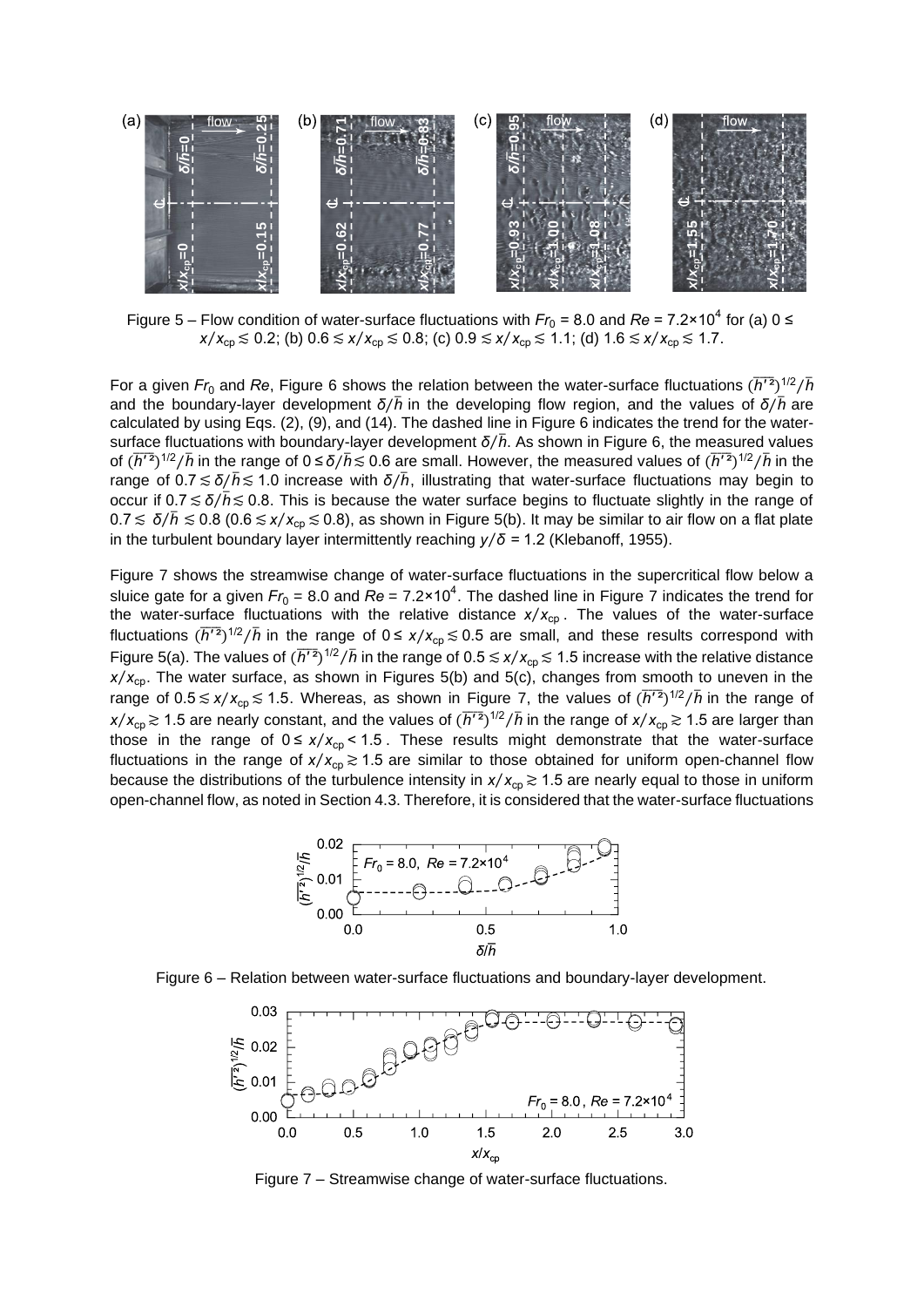Figure 5 – Flow condition of water-surface fluctuations with $Fr_0$ = 8.0 and $Re$ = 7.2×10$^4$ for (a) 0 ≤ $x/x_{cp} \lesssim 0.2$; (b) $0.6 \lesssim x/x_{cp} \lesssim 0.8$; (c) $0.9 \lesssim x/x_{cp} \lesssim 1.1$; (d) $1.6 \lesssim x/x_{cp} \lesssim 1.7$.

For a given $Fr_0$ and $Re$, Figure 6 shows the relation between the water-surface fluctuations $(\overline{h'^2})^{1/2}/\bar{h}$ and the boundary-layer development $\delta/\bar{h}$ in the developing flow region, and the values of $\delta/\bar{h}$ are calculated by using Eqs. (2), (9), and (14). The dashed line in Figure 6 indicates the trend for the water-surface fluctuations with boundary-layer development $\delta/\bar{h}$. As shown in Figure 6, the measured values of $(\overline{h'^2})^{1/2}/\bar{h}$ in the range of $0 \leq \delta/\bar{h} \lesssim 0.6$ are small. However, the measured values of $(\overline{h'^2})^{1/2}/\bar{h}$ in the range of $0.7 \lesssim \delta/\bar{h} \lesssim 1.0$ increase with $\delta/\bar{h}$, illustrating that water-surface fluctuations may begin to occur if $0.7 \lesssim \delta/\bar{h} \lesssim 0.8$. This is because the water surface begins to fluctuate slightly in the range of $0.7 \lesssim \delta/\bar{h} \lesssim 0.8$ ($0.6 \lesssim x/x_{cp} \lesssim 0.8$), as shown in Figure 5(b). It may be similar to air flow on a flat plate in the turbulent boundary layer intermittently reaching $y/\delta$ = 1.2 (Klebanoff, 1955).

Figure 7 shows the streamwise change of water-surface fluctuations in the supercritical flow below a sluice gate for a given $Fr_0$ = 8.0 and $Re$ = 7.2×10$^4$. The dashed line in Figure 7 indicates the trend for the water-surface fluctuations with the relative distance $x/x_{cp}$. The values of the water-surface fluctuations $(\overline{h'^2})^{1/2}/\bar{h}$ in the range of $0 \leq x/x_{cp} \lesssim 0.5$ are small, and these results correspond with Figure 5(a). The values of $(\overline{h'^2})^{1/2}/\bar{h}$ in the range of $0.5 \lesssim x/x_{cp} \lesssim 1.5$ increase with the relative distance $x/x_{cp}$. The water surface, as shown in Figures 5(b) and 5(c), changes from smooth to uneven in the range of $0.5 \lesssim x/x_{cp} \lesssim 1.5$. Whereas, as shown in Figure 7, the values of $(\overline{h'^2})^{1/2}/\bar{h}$ in the range of $x/x_{cp} \gtrsim 1.5$ are nearly constant, and the values of $(\overline{h'^2})^{1/2}/\bar{h}$ in the range of $x/x_{cp} \gtrsim 1.5$ are larger than those in the range of $0 \leq x/x_{cp} < 1.5$. These results might demonstrate that the water-surface fluctuations in the range of $x/x_{cp} \gtrsim 1.5$ are similar to those obtained for uniform open-channel flow because the distributions of the turbulence intensity in $x/x_{cp} \gtrsim 1.5$ are nearly equal to those in uniform open-channel flow, as noted in Section 4.3. Therefore, it is considered that the water-surface fluctuations

Figure 6 – Relation between water-surface fluctuations and boundary-layer development.

Figure 7 – Streamwise change of water-surface fluctuations.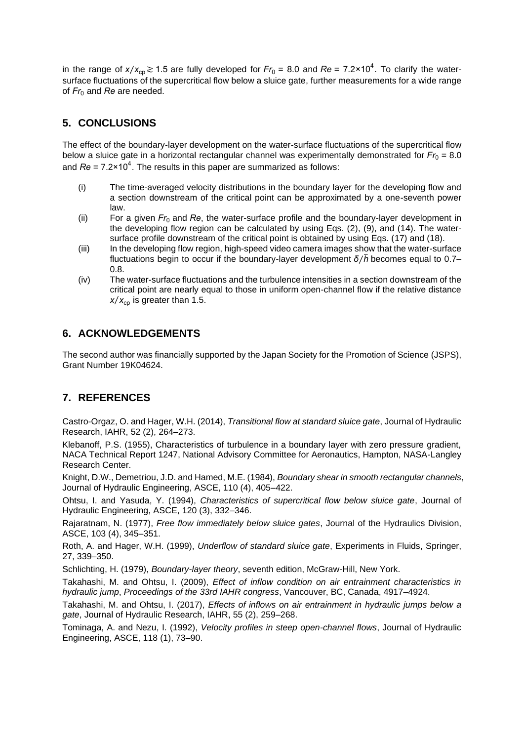in the range of $x/x_{cp} \gtrsim 1.5$ are fully developed for $Fr_0$ = 8.0 and $Re$ = 7.2×10$^4$. To clarify the water-surface fluctuations of the supercritical flow below a sluice gate, further measurements for a wide range of $Fr_0$ and $Re$ are needed.

## 5. CONCLUSIONS

The effect of the boundary-layer development on the water-surface fluctuations of the supercritical flow below a sluice gate in a horizontal rectangular channel was experimentally demonstrated for $Fr_0$ = 8.0 and $Re$ = 7.2×10$^4$. The results in this paper are summarized as follows:

(i) The time-averaged velocity distributions in the boundary layer for the developing flow and a section downstream of the critical point can be approximated by a one-seventh power law.

(ii) For a given $Fr_0$ and $Re$, the water-surface profile and the boundary-layer development in the developing flow region can be calculated by using Eqs. (2), (9), and (14). The water-surface profile downstream of the critical point is obtained by using Eqs. (17) and (18).

(iii) In the developing flow region, high-speed video camera images show that the water-surface fluctuations begin to occur if the boundary-layer development $\delta/\bar{h}$ becomes equal to 0.7–0.8.

(iv) The water-surface fluctuations and the turbulence intensities in a section downstream of the critical point are nearly equal to those in uniform open-channel flow if the relative distance $x/x_{cp}$ is greater than 1.5.

## 6. ACKNOWLEDGEMENTS

The second author was financially supported by the Japan Society for the Promotion of Science (JSPS), Grant Number 19K04624.

## 7. REFERENCES

Castro-Orgaz, O. and Hager, W.H. (2014), *Transitional flow at standard sluice gate*, Journal of Hydraulic Research, IAHR, 52 (2), 264–273.

Klebanoff, P.S. (1955), Characteristics of turbulence in a boundary layer with zero pressure gradient, NACA Technical Report 1247, National Advisory Committee for Aeronautics, Hampton, NASA-Langley Research Center.

Knight, D.W., Demetriou, J.D. and Hamed, M.E. (1984), *Boundary shear in smooth rectangular channels*, Journal of Hydraulic Engineering, ASCE, 110 (4), 405–422.

Ohtsu, I. and Yasuda, Y. (1994), *Characteristics of supercritical flow below sluice gate*, Journal of Hydraulic Engineering, ASCE, 120 (3), 332–346.

Rajaratnam, N. (1977), *Free flow immediately below sluice gates*, Journal of the Hydraulics Division, ASCE, 103 (4), 345–351.

Roth, A. and Hager, W.H. (1999), *Underflow of standard sluice gate*, Experiments in Fluids, Springer, 27, 339–350.

Schlichting, H. (1979), *Boundary-layer theory*, seventh edition, McGraw-Hill, New York.

Takahashi, M. and Ohtsu, I. (2009), *Effect of inflow condition on air entrainment characteristics in hydraulic jump*, *Proceedings of the 33rd IAHR congress*, Vancouver, BC, Canada, 4917–4924.

Takahashi, M. and Ohtsu, I. (2017), *Effects of inflows on air entrainment in hydraulic jumps below a gate*, Journal of Hydraulic Research, IAHR, 55 (2), 259–268.

Tominaga, A. and Nezu, I. (1992), *Velocity profiles in steep open-channel flows*, Journal of Hydraulic Engineering, ASCE, 118 (1), 73–90.